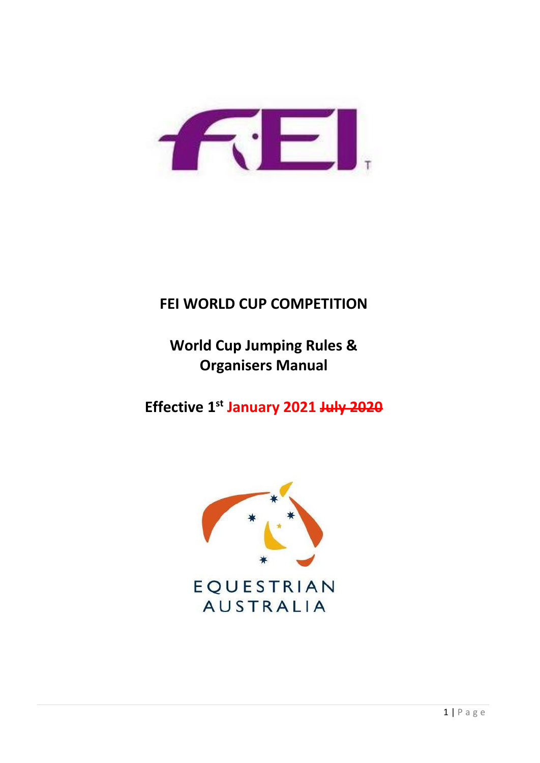# FEI WORLD CUP COMPETITION

## World Cup Jumping Rules & Organisers Manual

## Effective 1st January 2021 ~~July 2020~~

EQUESTRIAN AUSTRALIA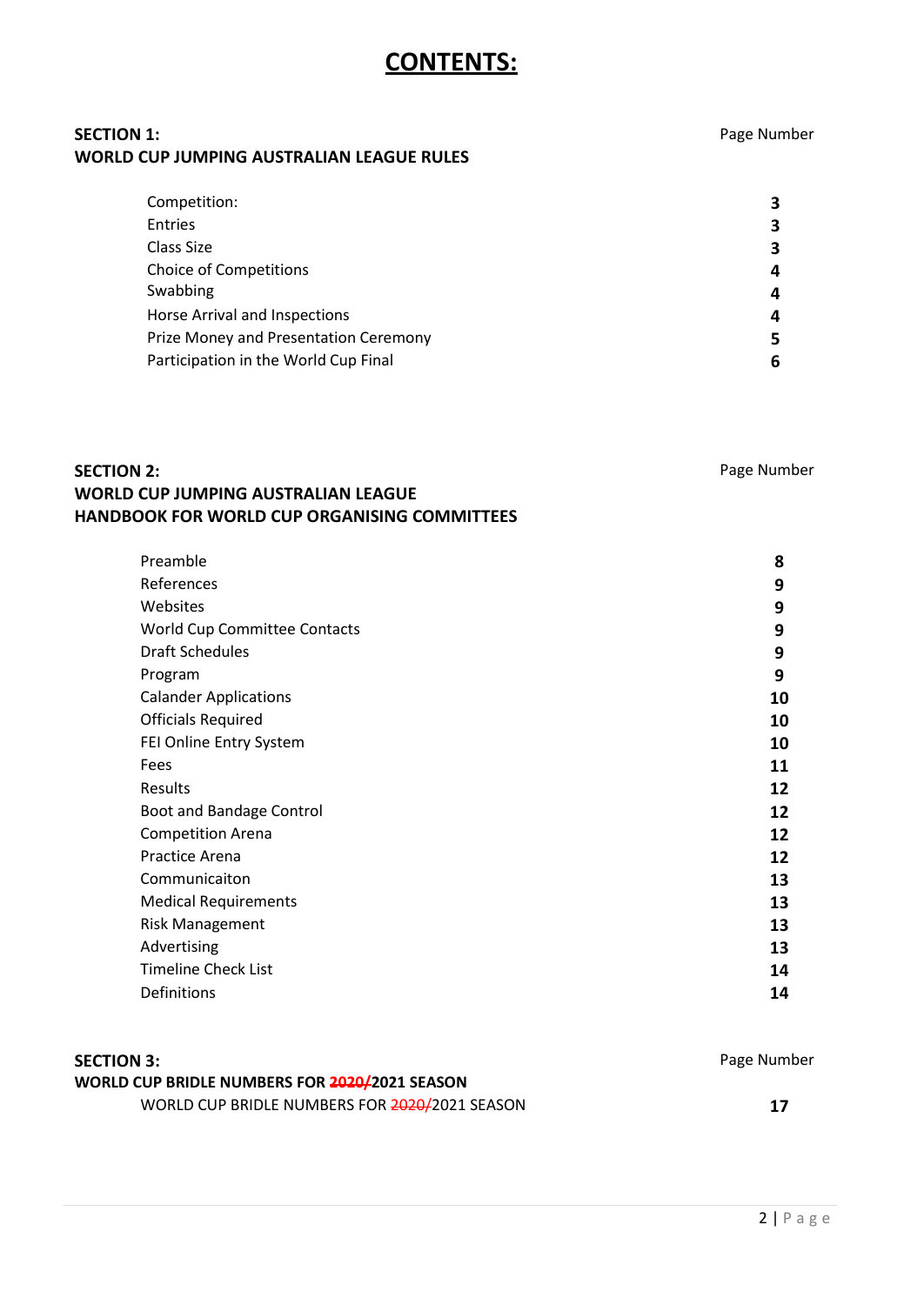# CONTENTS:

**SECTION 1:**
**WORLD CUP JUMPING AUSTRALIAN LEAGUE RULES**

| | Page Number |
|---|---|
| Competition: | **3** |
| Entries | **3** |
| Class Size | **3** |
| Choice of Competitions | **4** |
| Swabbing | **4** |
| Horse Arrival and Inspections | **4** |
| Prize Money and Presentation Ceremony | **5** |
| Participation in the World Cup Final | **6** |

**SECTION 2:**
**WORLD CUP JUMPING AUSTRALIAN LEAGUE**
**HANDBOOK FOR WORLD CUP ORGANISING COMMITTEES**

| | Page Number |
|---|---|
| Preamble | **8** |
| References | **9** |
| Websites | **9** |
| World Cup Committee Contacts | **9** |
| Draft Schedules | **9** |
| Program | **9** |
| Calander Applications | **10** |
| Officials Required | **10** |
| FEI Online Entry System | **10** |
| Fees | **11** |
| Results | **12** |
| Boot and Bandage Control | **12** |
| Competition Arena | **12** |
| Practice Arena | **12** |
| Communicaiton | **13** |
| Medical Requirements | **13** |
| Risk Management | **13** |
| Advertising | **13** |
| Timeline Check List | **14** |
| Definitions | **14** |

**SECTION 3:**
**WORLD CUP BRIDLE NUMBERS FOR ~~2020/~~2021 SEASON**

| | Page Number |
|---|---|
| WORLD CUP BRIDLE NUMBERS FOR ~~2020/~~2021 SEASON | **17** |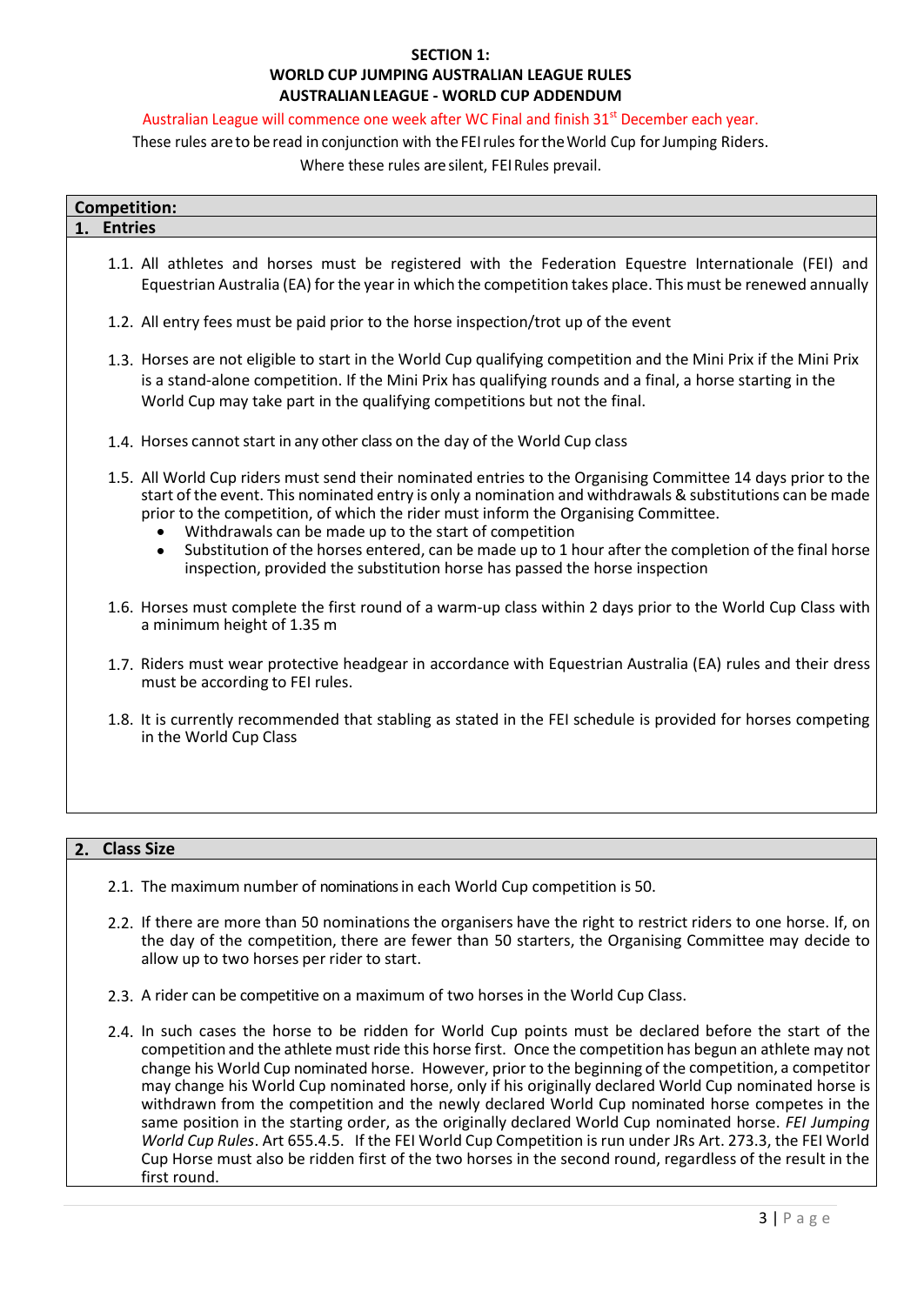# SECTION 1:
# WORLD CUP JUMPING AUSTRALIAN LEAGUE RULES
# AUSTRALIAN LEAGUE - WORLD CUP ADDENDUM

Australian League will commence one week after WC Final and finish 31st December each year.

These rules are to be read in conjunction with the FEI rules for the World Cup for Jumping Riders.

Where these rules are silent, FEI Rules prevail.

## Competition:

### 1. Entries

1.1. All athletes and horses must be registered with the Federation Equestre Internationale (FEI) and Equestrian Australia (EA) for the year in which the competition takes place. This must be renewed annually

1.2. All entry fees must be paid prior to the horse inspection/trot up of the event

1.3. Horses are not eligible to start in the World Cup qualifying competition and the Mini Prix if the Mini Prix is a stand-alone competition. If the Mini Prix has qualifying rounds and a final, a horse starting in the World Cup may take part in the qualifying competitions but not the final.

1.4. Horses cannot start in any other class on the day of the World Cup class

1.5. All World Cup riders must send their nominated entries to the Organising Committee 14 days prior to the start of the event. This nominated entry is only a nomination and withdrawals & substitutions can be made prior to the competition, of which the rider must inform the Organising Committee.

- Withdrawals can be made up to the start of competition
- Substitution of the horses entered, can be made up to 1 hour after the completion of the final horse inspection, provided the substitution horse has passed the horse inspection

1.6. Horses must complete the first round of a warm-up class within 2 days prior to the World Cup Class with a minimum height of 1.35 m

1.7. Riders must wear protective headgear in accordance with Equestrian Australia (EA) rules and their dress must be according to FEI rules.

1.8. It is currently recommended that stabling as stated in the FEI schedule is provided for horses competing in the World Cup Class

### 2. Class Size

2.1. The maximum number of nominations in each World Cup competition is 50.

2.2. If there are more than 50 nominations the organisers have the right to restrict riders to one horse. If, on the day of the competition, there are fewer than 50 starters, the Organising Committee may decide to allow up to two horses per rider to start.

2.3. A rider can be competitive on a maximum of two horses in the World Cup Class.

2.4. In such cases the horse to be ridden for World Cup points must be declared before the start of the competition and the athlete must ride this horse first. Once the competition has begun an athlete may not change his World Cup nominated horse. However, prior to the beginning of the competition, a competitor may change his World Cup nominated horse, only if his originally declared World Cup nominated horse is withdrawn from the competition and the newly declared World Cup nominated horse competes in the same position in the starting order, as the originally declared World Cup nominated horse. *FEI Jumping World Cup Rules*. Art 655.4.5. If the FEI World Cup Competition is run under JRs Art. 273.3, the FEI World Cup Horse must also be ridden first of the two horses in the second round, regardless of the result in the first round.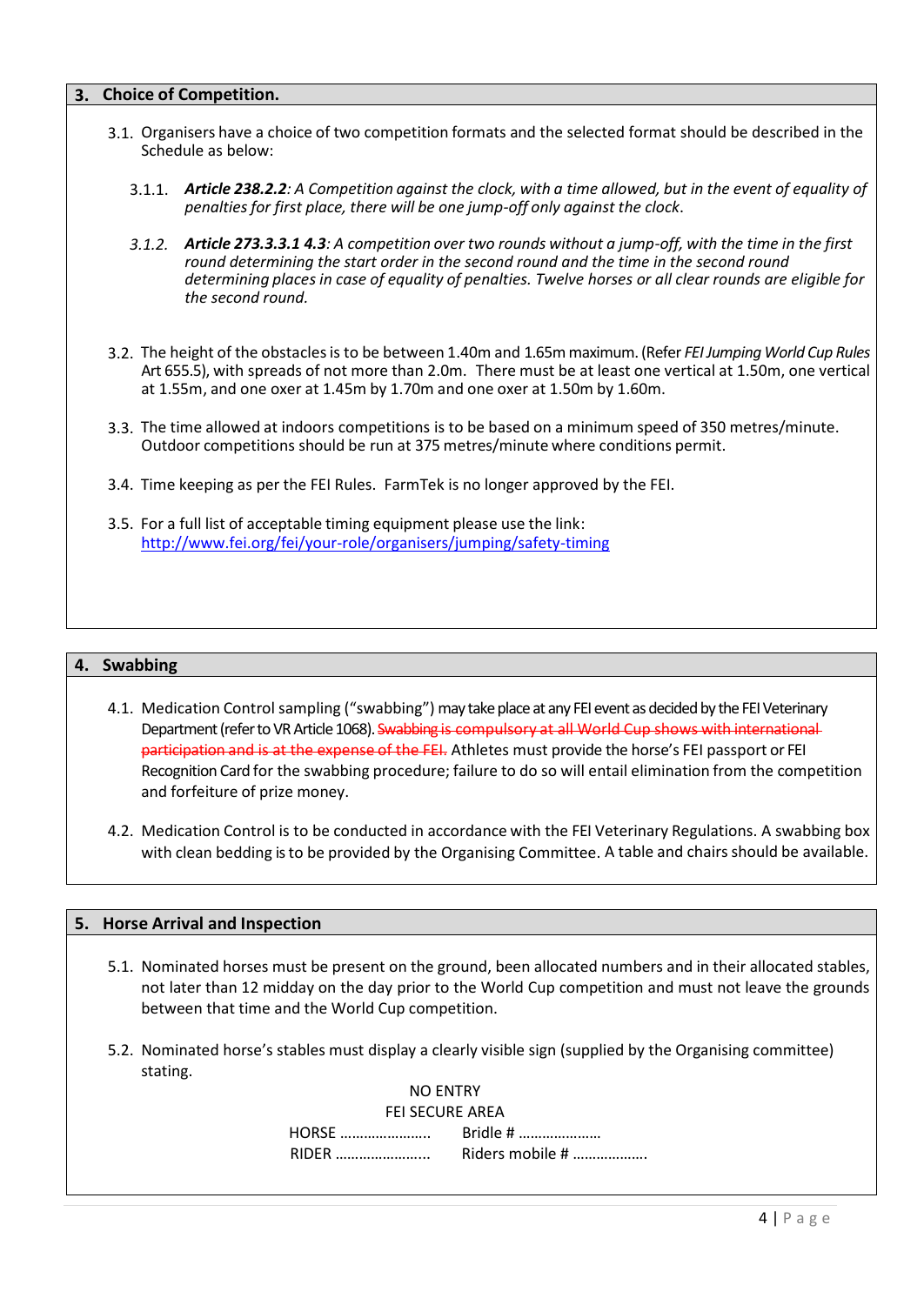## 3. Choice of Competition.

3.1. Organisers have a choice of two competition formats and the selected format should be described in the Schedule as below:

3.1.1. ***Article 238.2.2****: A Competition against the clock, with a time allowed, but in the event of equality of penalties for first place, there will be one jump-off only against the clock.*

*3.1.2.* ***Article 273.3.3.1 4.3****: A competition over two rounds without a jump-off, with the time in the first round determining the start order in the second round and the time in the second round determining places in case of equality of penalties. Twelve horses or all clear rounds are eligible for the second round.*

3.2. The height of the obstacles is to be between 1.40m and 1.65m maximum. (Refer *FEI Jumping World Cup Rules* Art 655.5), with spreads of not more than 2.0m. There must be at least one vertical at 1.50m, one vertical at 1.55m, and one oxer at 1.45m by 1.70m and one oxer at 1.50m by 1.60m.

3.3. The time allowed at indoors competitions is to be based on a minimum speed of 350 metres/minute. Outdoor competitions should be run at 375 metres/minute where conditions permit.

3.4. Time keeping as per the FEI Rules. FarmTek is no longer approved by the FEI.

3.5. For a full list of acceptable timing equipment please use the link: http://www.fei.org/fei/your-role/organisers/jumping/safety-timing

## 4. Swabbing

4.1. Medication Control sampling ("swabbing") may take place at any FEI event as decided by the FEI Veterinary Department (refer to VR Article 1068). ~~Swabbing is compulsory at all World Cup shows with international participation and is at the expense of the FEI.~~ Athletes must provide the horse's FEI passport or FEI Recognition Card for the swabbing procedure; failure to do so will entail elimination from the competition and forfeiture of prize money.

4.2. Medication Control is to be conducted in accordance with the FEI Veterinary Regulations. A swabbing box with clean bedding is to be provided by the Organising Committee. A table and chairs should be available.

## 5. Horse Arrival and Inspection

5.1. Nominated horses must be present on the ground, been allocated numbers and in their allocated stables, not later than 12 midday on the day prior to the World Cup competition and must not leave the grounds between that time and the World Cup competition.

5.2. Nominated horse's stables must display a clearly visible sign (supplied by the Organising committee) stating.

NO ENTRY
FEI SECURE AREA

HORSE ………………….. Bridle # …………………

RIDER …………………….. Riders mobile # ……………….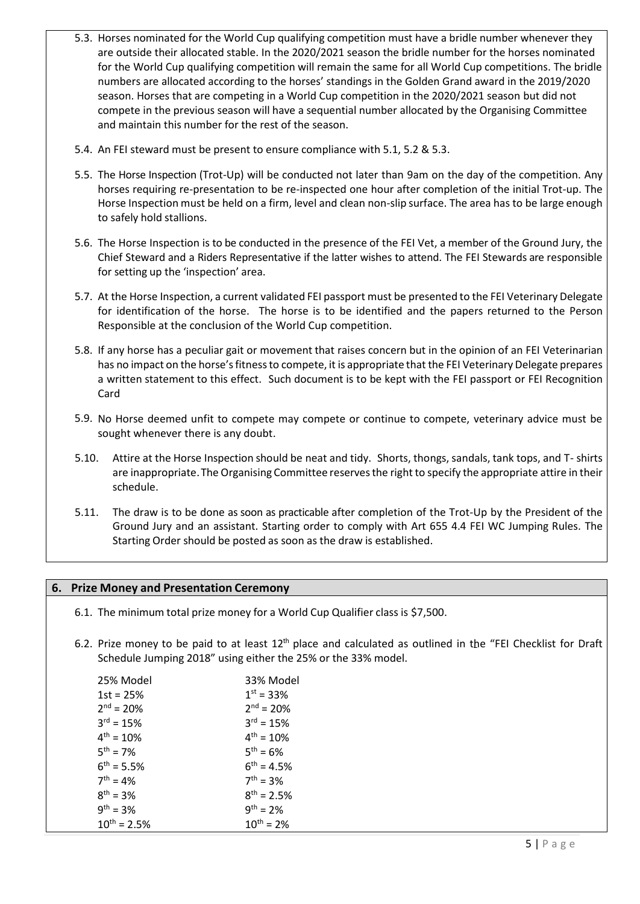5.3. Horses nominated for the World Cup qualifying competition must have a bridle number whenever they are outside their allocated stable. In the 2020/2021 season the bridle number for the horses nominated for the World Cup qualifying competition will remain the same for all World Cup competitions. The bridle numbers are allocated according to the horses' standings in the Golden Grand award in the 2019/2020 season. Horses that are competing in a World Cup competition in the 2020/2021 season but did not compete in the previous season will have a sequential number allocated by the Organising Committee and maintain this number for the rest of the season.

5.4. An FEI steward must be present to ensure compliance with 5.1, 5.2 & 5.3.

5.5. The Horse Inspection (Trot-Up) will be conducted not later than 9am on the day of the competition. Any horses requiring re-presentation to be re-inspected one hour after completion of the initial Trot-up. The Horse Inspection must be held on a firm, level and clean non-slip surface. The area has to be large enough to safely hold stallions.

5.6. The Horse Inspection is to be conducted in the presence of the FEI Vet, a member of the Ground Jury, the Chief Steward and a Riders Representative if the latter wishes to attend. The FEI Stewards are responsible for setting up the 'inspection' area.

5.7. At the Horse Inspection, a current validated FEI passport must be presented to the FEI Veterinary Delegate for identification of the horse. The horse is to be identified and the papers returned to the Person Responsible at the conclusion of the World Cup competition.

5.8. If any horse has a peculiar gait or movement that raises concern but in the opinion of an FEI Veterinarian has no impact on the horse's fitness to compete, it is appropriate that the FEI Veterinary Delegate prepares a written statement to this effect. Such document is to be kept with the FEI passport or FEI Recognition Card

5.9. No Horse deemed unfit to compete may compete or continue to compete, veterinary advice must be sought whenever there is any doubt.

5.10. Attire at the Horse Inspection should be neat and tidy. Shorts, thongs, sandals, tank tops, and T- shirts are inappropriate. The Organising Committee reserves the right to specify the appropriate attire in their schedule.

5.11. The draw is to be done as soon as practicable after completion of the Trot-Up by the President of the Ground Jury and an assistant. Starting order to comply with Art 655 4.4 FEI WC Jumping Rules. The Starting Order should be posted as soon as the draw is established.

## 6. Prize Money and Presentation Ceremony

6.1. The minimum total prize money for a World Cup Qualifier class is $7,500.

6.2. Prize money to be paid to at least 12th place and calculated as outlined in the "FEI Checklist for Draft Schedule Jumping 2018" using either the 25% or the 33% model.

| 25% Model | 33% Model |
|---|---|
| 1st = 25% | 1st = 33% |
| 2nd = 20% | 2nd = 20% |
| 3rd = 15% | 3rd = 15% |
| 4th = 10% | 4th = 10% |
| 5th = 7% | 5th = 6% |
| 6th = 5.5% | 6th = 4.5% |
| 7th = 4% | 7th = 3% |
| 8th = 3% | 8th = 2.5% |
| 9th = 3% | 9th = 2% |
| 10th = 2.5% | 10th = 2% |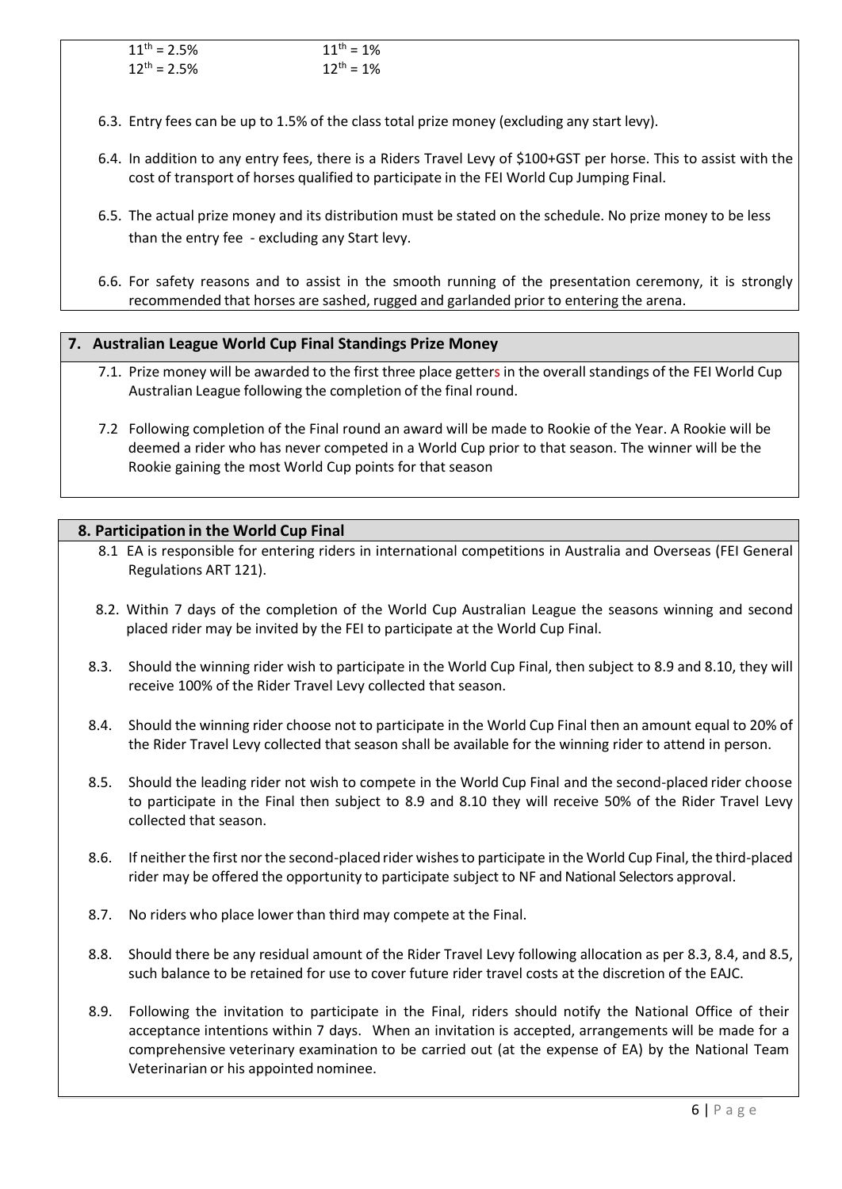| | |
|---|---|
| $11^{th}$ = 2.5% | $11^{th}$ = 1% |
| $12^{th}$ = 2.5% | $12^{th}$ = 1% |

6.3. Entry fees can be up to 1.5% of the class total prize money (excluding any start levy).

6.4. In addition to any entry fees, there is a Riders Travel Levy of $100+GST per horse. This to assist with the cost of transport of horses qualified to participate in the FEI World Cup Jumping Final.

6.5. The actual prize money and its distribution must be stated on the schedule. No prize money to be less than the entry fee - excluding any Start levy.

6.6. For safety reasons and to assist in the smooth running of the presentation ceremony, it is strongly recommended that horses are sashed, rugged and garlanded prior to entering the arena.

## 7. Australian League World Cup Final Standings Prize Money

7.1. Prize money will be awarded to the first three place getters in the overall standings of the FEI World Cup Australian League following the completion of the final round.

7.2 Following completion of the Final round an award will be made to Rookie of the Year. A Rookie will be deemed a rider who has never competed in a World Cup prior to that season. The winner will be the Rookie gaining the most World Cup points for that season

## 8. Participation in the World Cup Final

8.1 EA is responsible for entering riders in international competitions in Australia and Overseas (FEI General Regulations ART 121).

8.2. Within 7 days of the completion of the World Cup Australian League the seasons winning and second placed rider may be invited by the FEI to participate at the World Cup Final.

8.3. Should the winning rider wish to participate in the World Cup Final, then subject to 8.9 and 8.10, they will receive 100% of the Rider Travel Levy collected that season.

8.4. Should the winning rider choose not to participate in the World Cup Final then an amount equal to 20% of the Rider Travel Levy collected that season shall be available for the winning rider to attend in person.

8.5. Should the leading rider not wish to compete in the World Cup Final and the second-placed rider choose to participate in the Final then subject to 8.9 and 8.10 they will receive 50% of the Rider Travel Levy collected that season.

8.6. If neither the first nor the second-placed rider wishes to participate in the World Cup Final, the third-placed rider may be offered the opportunity to participate subject to NF and National Selectors approval.

8.7. No riders who place lower than third may compete at the Final.

8.8. Should there be any residual amount of the Rider Travel Levy following allocation as per 8.3, 8.4, and 8.5, such balance to be retained for use to cover future rider travel costs at the discretion of the EAJC.

8.9. Following the invitation to participate in the Final, riders should notify the National Office of their acceptance intentions within 7 days. When an invitation is accepted, arrangements will be made for a comprehensive veterinary examination to be carried out (at the expense of EA) by the National Team Veterinarian or his appointed nominee.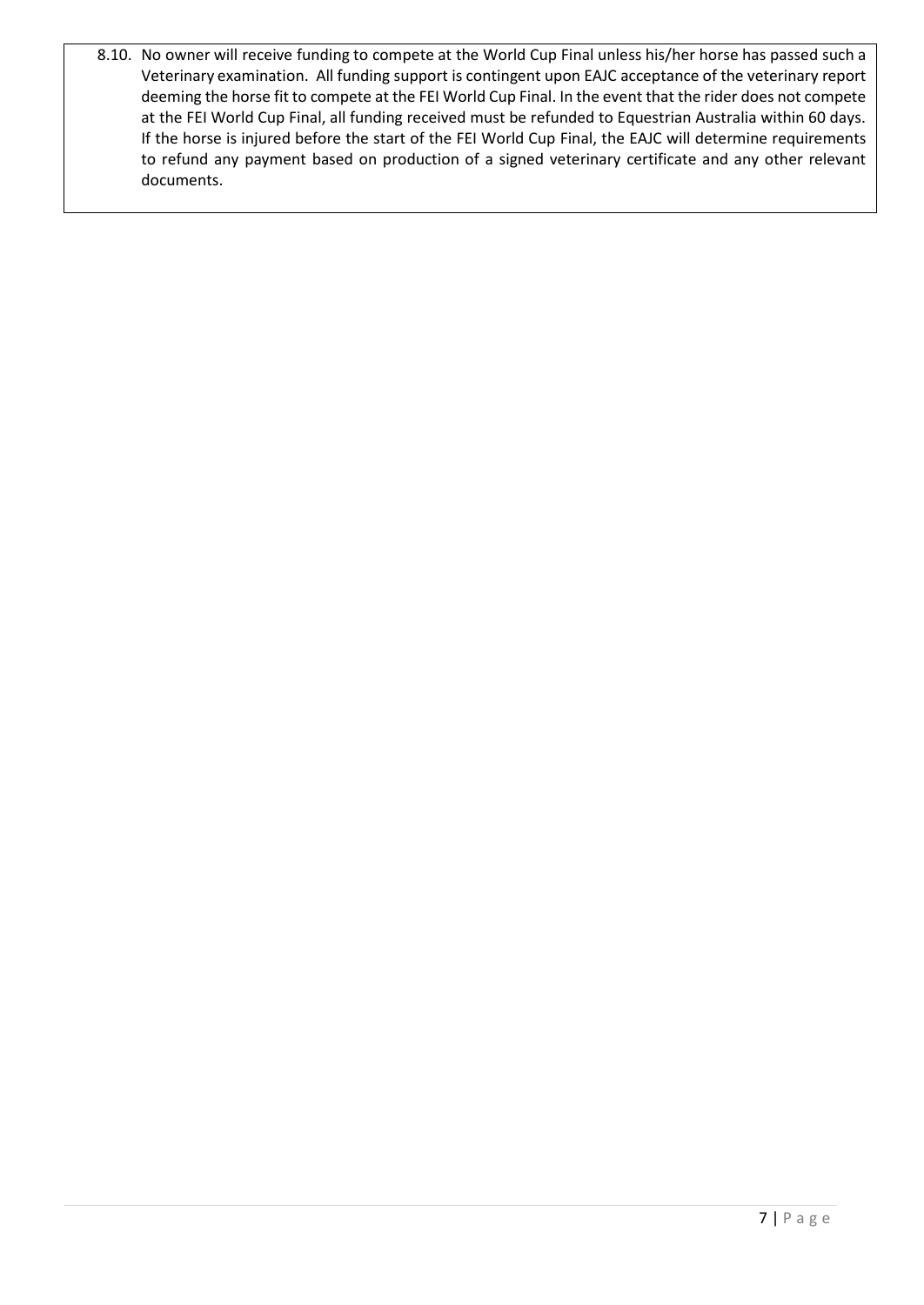8.10. No owner will receive funding to compete at the World Cup Final unless his/her horse has passed such a Veterinary examination. All funding support is contingent upon EAJC acceptance of the veterinary report deeming the horse fit to compete at the FEI World Cup Final. In the event that the rider does not compete at the FEI World Cup Final, all funding received must be refunded to Equestrian Australia within 60 days. If the horse is injured before the start of the FEI World Cup Final, the EAJC will determine requirements to refund any payment based on production of a signed veterinary certificate and any other relevant documents.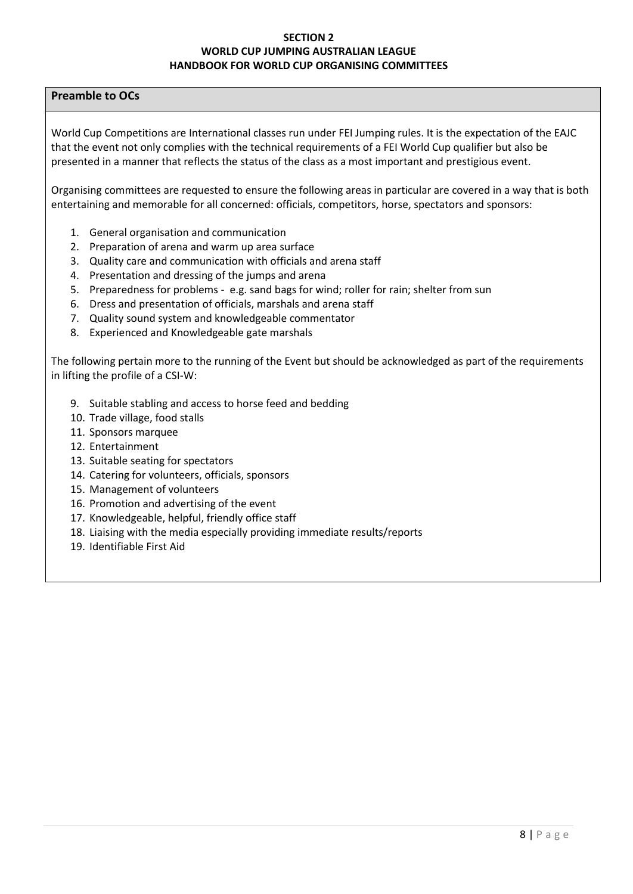**SECTION 2**
**WORLD CUP JUMPING AUSTRALIAN LEAGUE**
**HANDBOOK FOR WORLD CUP ORGANISING COMMITTEES**

## Preamble to OCs

World Cup Competitions are International classes run under FEI Jumping rules. It is the expectation of the EAJC that the event not only complies with the technical requirements of a FEI World Cup qualifier but also be presented in a manner that reflects the status of the class as a most important and prestigious event.

Organising committees are requested to ensure the following areas in particular are covered in a way that is both entertaining and memorable for all concerned: officials, competitors, horse, spectators and sponsors:

1. General organisation and communication
2. Preparation of arena and warm up area surface
3. Quality care and communication with officials and arena staff
4. Presentation and dressing of the jumps and arena
5. Preparedness for problems - e.g. sand bags for wind; roller for rain; shelter from sun
6. Dress and presentation of officials, marshals and arena staff
7. Quality sound system and knowledgeable commentator
8. Experienced and Knowledgeable gate marshals

The following pertain more to the running of the Event but should be acknowledged as part of the requirements in lifting the profile of a CSI-W:

9. Suitable stabling and access to horse feed and bedding
10. Trade village, food stalls
11. Sponsors marquee
12. Entertainment
13. Suitable seating for spectators
14. Catering for volunteers, officials, sponsors
15. Management of volunteers
16. Promotion and advertising of the event
17. Knowledgeable, helpful, friendly office staff
18. Liaising with the media especially providing immediate results/reports
19. Identifiable First Aid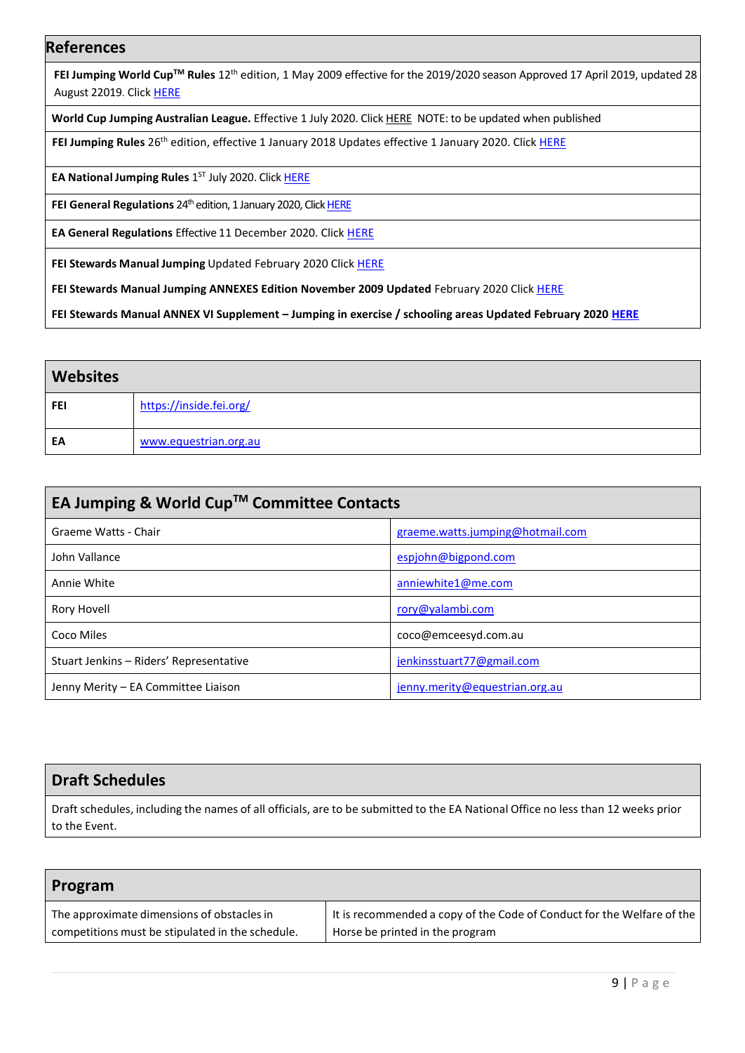## References

**FEI Jumping World Cup™ Rules** 12th edition, 1 May 2009 effective for the 2019/2020 season Approved 17 April 2019, updated 28 August 22019. Click HERE

**World Cup Jumping Australian League.** Effective 1 July 2020. Click HERE NOTE: to be updated when published

**FEI Jumping Rules** 26th edition, effective 1 January 2018 Updates effective 1 January 2020. Click HERE

**EA National Jumping Rules** 1ST July 2020. Click HERE

**FEI General Regulations** 24th edition, 1 January 2020, Click HERE

**EA General Regulations** Effective 11 December 2020. Click HERE

**FEI Stewards Manual Jumping** Updated February 2020 Click HERE

**FEI Stewards Manual Jumping ANNEXES Edition November 2009 Updated** February 2020 Click HERE

**FEI Stewards Manual ANNEX VI Supplement – Jumping in exercise / schooling areas Updated February 2020 HERE**

## Websites

| | |
|---|---|
| **FEI** | https://inside.fei.org/ |
| **EA** | www.equestrian.org.au |

## EA Jumping & World Cup™ Committee Contacts

| | |
|---|---|
| Graeme Watts - Chair | graeme.watts.jumping@hotmail.com |
| John Vallance | espjohn@bigpond.com |
| Annie White | anniewhite1@me.com |
| Rory Hovell | rory@yalambi.com |
| Coco Miles | coco@emceesyd.com.au |
| Stuart Jenkins – Riders' Representative | jenkinsstuart77@gmail.com |
| Jenny Merity – EA Committee Liaison | jenny.merity@equestrian.org.au |

## Draft Schedules

Draft schedules, including the names of all officials, are to be submitted to the EA National Office no less than 12 weeks prior to the Event.

## Program

| | |
|---|---|
| The approximate dimensions of obstacles in competitions must be stipulated in the schedule. | It is recommended a copy of the Code of Conduct for the Welfare of the Horse be printed in the program |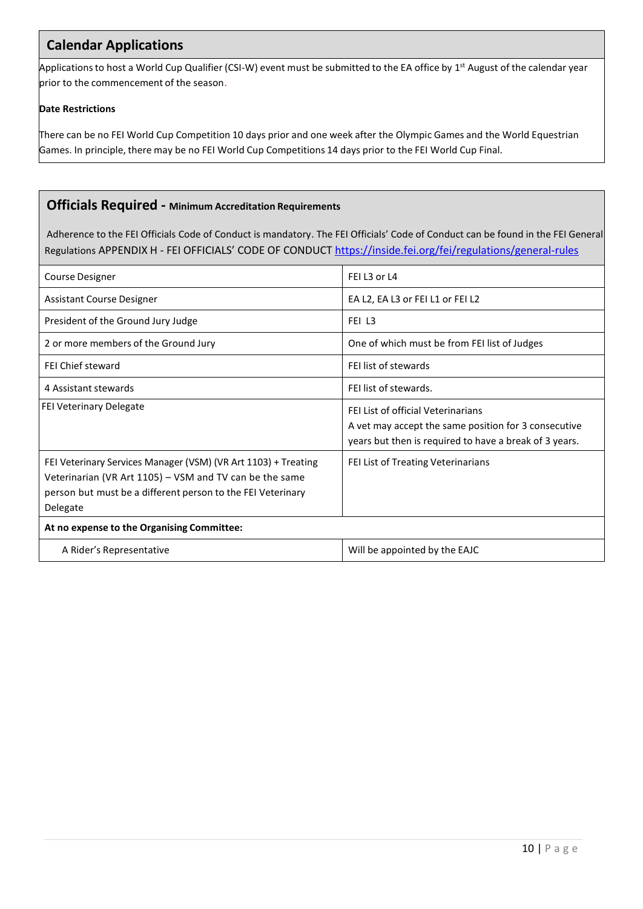## Calendar Applications

Applications to host a World Cup Qualifier (CSI-W) event must be submitted to the EA office by 1st August of the calendar year prior to the commencement of the season.

**Date Restrictions**

There can be no FEI World Cup Competition 10 days prior and one week after the Olympic Games and the World Equestrian Games. In principle, there may be no FEI World Cup Competitions 14 days prior to the FEI World Cup Final.

## Officials Required - Minimum Accreditation Requirements

Adherence to the FEI Officials Code of Conduct is mandatory. The FEI Officials' Code of Conduct can be found in the FEI General Regulations APPENDIX H - FEI OFFICIALS' CODE OF CONDUCT https://inside.fei.org/fei/regulations/general-rules

| Official | Requirement |
|---|---|
| Course Designer | FEI L3 or L4 |
| Assistant Course Designer | EA L2, EA L3 or FEI L1 or FEI L2 |
| President of the Ground Jury Judge | FEI L3 |
| 2 or more members of the Ground Jury | One of which must be from FEI list of Judges |
| FEI Chief steward | FEI list of stewards |
| 4 Assistant stewards | FEI list of stewards. |
| FEI Veterinary Delegate | FEI List of official Veterinarians<br>A vet may accept the same position for 3 consecutive years but then is required to have a break of 3 years. |
| FEI Veterinary Services Manager (VSM) (VR Art 1103) + Treating Veterinarian (VR Art 1105) – VSM and TV can be the same person but must be a different person to the FEI Veterinary Delegate | FEI List of Treating Veterinarians |
| **At no expense to the Organising Committee:** | |
| A Rider's Representative | Will be appointed by the EAJC |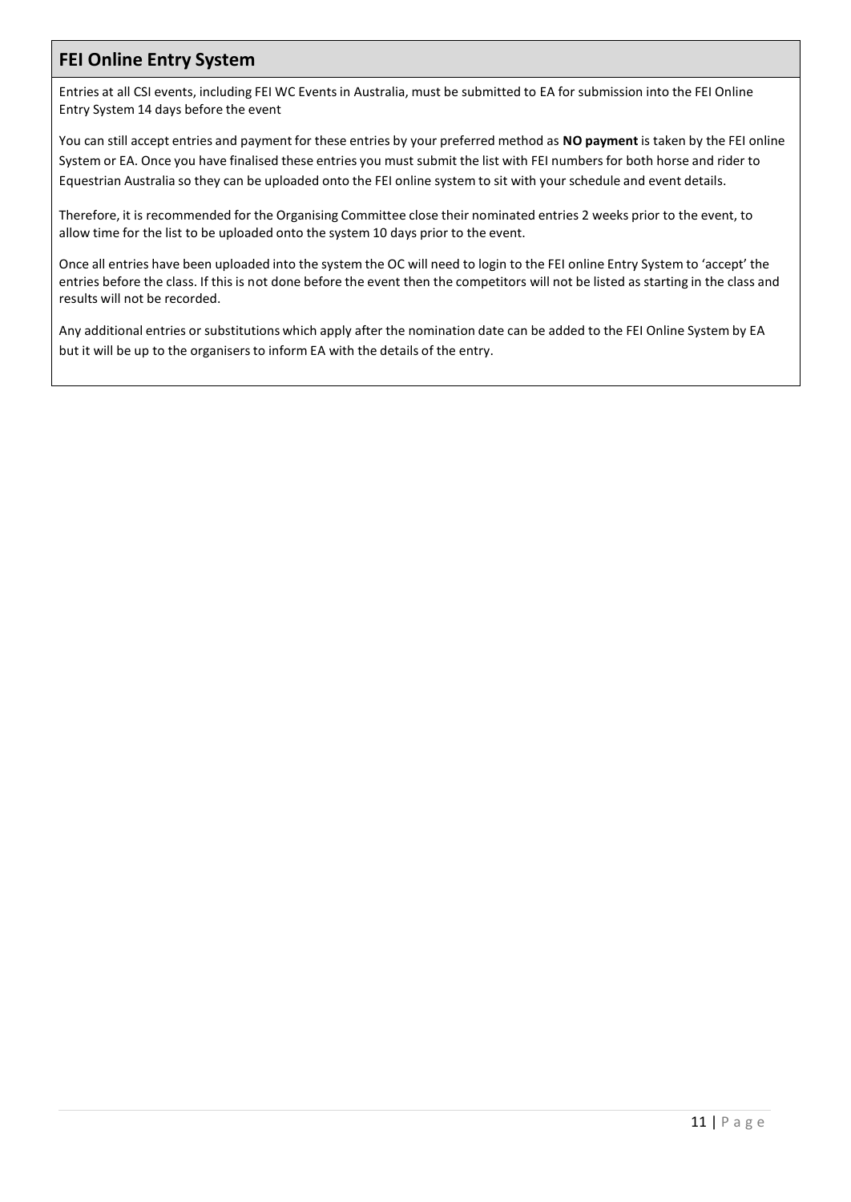## FEI Online Entry System

Entries at all CSI events, including FEI WC Events in Australia, must be submitted to EA for submission into the FEI Online Entry System 14 days before the event

You can still accept entries and payment for these entries by your preferred method as **NO payment** is taken by the FEI online System or EA. Once you have finalised these entries you must submit the list with FEI numbers for both horse and rider to Equestrian Australia so they can be uploaded onto the FEI online system to sit with your schedule and event details.

Therefore, it is recommended for the Organising Committee close their nominated entries 2 weeks prior to the event, to allow time for the list to be uploaded onto the system 10 days prior to the event.

Once all entries have been uploaded into the system the OC will need to login to the FEI online Entry System to 'accept' the entries before the class. If this is not done before the event then the competitors will not be listed as starting in the class and results will not be recorded.

Any additional entries or substitutions which apply after the nomination date can be added to the FEI Online System by EA but it will be up to the organisers to inform EA with the details of the entry.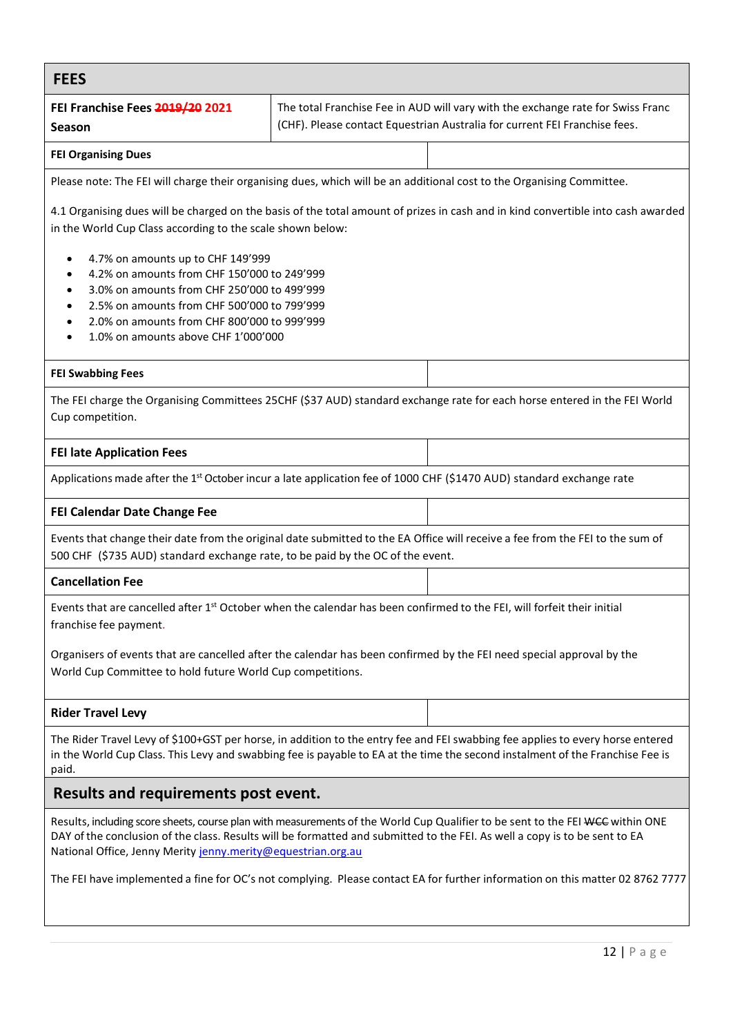## FEES

| FEI Franchise Fees ~~2019/20~~ 2021 Season | The total Franchise Fee in AUD will vary with the exchange rate for Swiss Franc (CHF). Please contact Equestrian Australia for current FEI Franchise fees. |
|---|---|

**FEI Organising Dues**

Please note: The FEI will charge their organising dues, which will be an additional cost to the Organising Committee.

4.1 Organising dues will be charged on the basis of the total amount of prizes in cash and in kind convertible into cash awarded in the World Cup Class according to the scale shown below:

- 4.7% on amounts up to CHF 149'999
- 4.2% on amounts from CHF 150'000 to 249'999
- 3.0% on amounts from CHF 250'000 to 499'999
- 2.5% on amounts from CHF 500'000 to 799'999
- 2.0% on amounts from CHF 800'000 to 999'999
- 1.0% on amounts above CHF 1'000'000

**FEI Swabbing Fees**

The FEI charge the Organising Committees 25CHF ($37 AUD) standard exchange rate for each horse entered in the FEI World Cup competition.

**FEI late Application Fees**

Applications made after the 1st October incur a late application fee of 1000 CHF ($1470 AUD) standard exchange rate

**FEI Calendar Date Change Fee**

Events that change their date from the original date submitted to the EA Office will receive a fee from the FEI to the sum of 500 CHF ($735 AUD) standard exchange rate, to be paid by the OC of the event.

**Cancellation Fee**

Events that are cancelled after 1st October when the calendar has been confirmed to the FEI, will forfeit their initial franchise fee payment.

Organisers of events that are cancelled after the calendar has been confirmed by the FEI need special approval by the World Cup Committee to hold future World Cup competitions.

**Rider Travel Levy**

The Rider Travel Levy of $100+GST per horse, in addition to the entry fee and FEI swabbing fee applies to every horse entered in the World Cup Class. This Levy and swabbing fee is payable to EA at the time the second instalment of the Franchise Fee is paid.

## Results and requirements post event.

Results, including score sheets, course plan with measurements of the World Cup Qualifier to be sent to the FEI ~~WCC~~ within ONE DAY of the conclusion of the class. Results will be formatted and submitted to the FEI. As well a copy is to be sent to EA National Office, Jenny Merity [jenny.merity@equestrian.org.au](mailto:jenny.merity@equestrian.org.au)

The FEI have implemented a fine for OC's not complying. Please contact EA for further information on this matter 02 8762 7777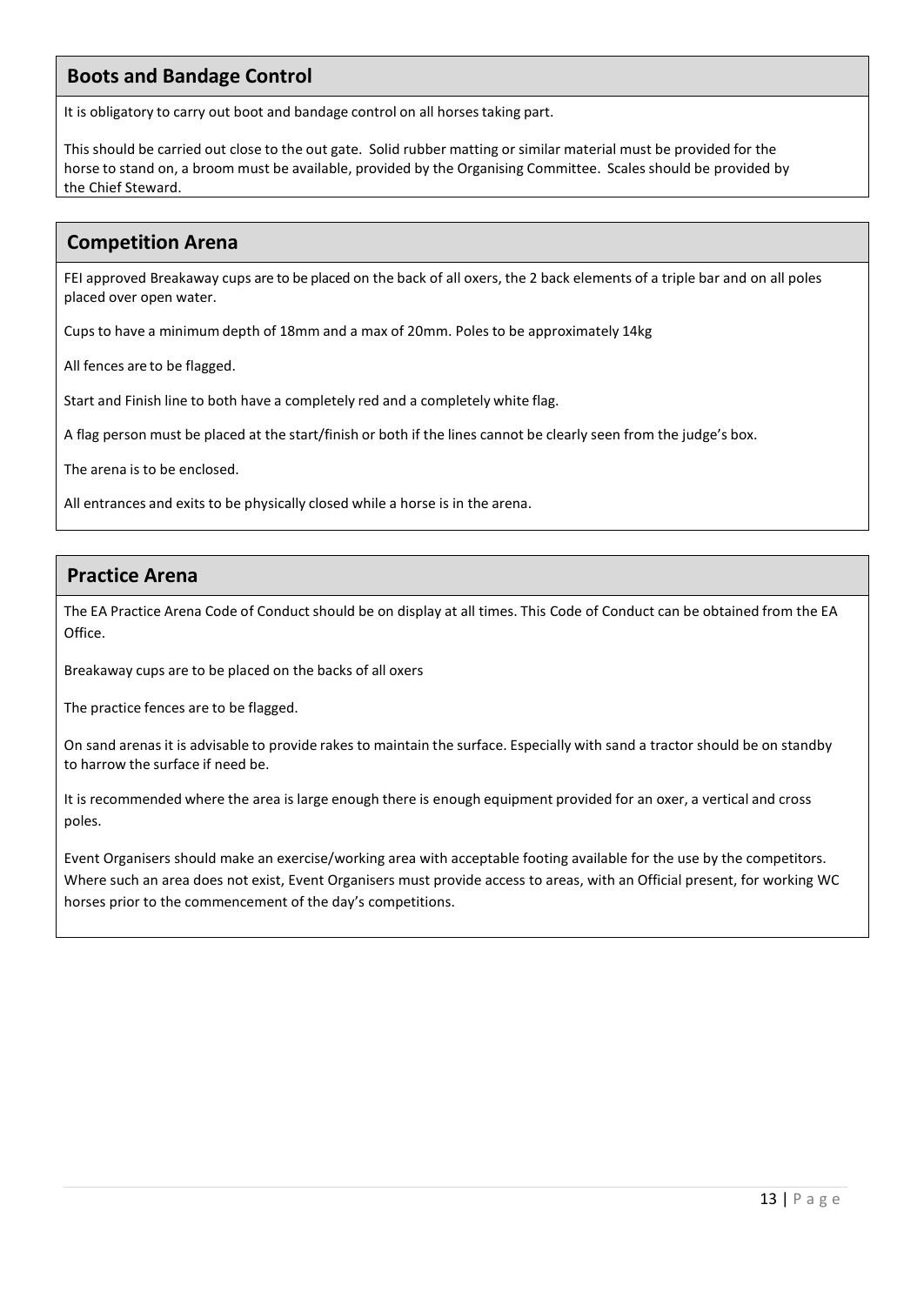## Boots and Bandage Control

It is obligatory to carry out boot and bandage control on all horses taking part.

This should be carried out close to the out gate. Solid rubber matting or similar material must be provided for the horse to stand on, a broom must be available, provided by the Organising Committee. Scales should be provided by the Chief Steward.

## Competition Arena

FEI approved Breakaway cups are to be placed on the back of all oxers, the 2 back elements of a triple bar and on all poles placed over open water.

Cups to have a minimum depth of 18mm and a max of 20mm. Poles to be approximately 14kg

All fences are to be flagged.

Start and Finish line to both have a completely red and a completely white flag.

A flag person must be placed at the start/finish or both if the lines cannot be clearly seen from the judge's box.

The arena is to be enclosed.

All entrances and exits to be physically closed while a horse is in the arena.

## Practice Arena

The EA Practice Arena Code of Conduct should be on display at all times. This Code of Conduct can be obtained from the EA Office.

Breakaway cups are to be placed on the backs of all oxers

The practice fences are to be flagged.

On sand arenas it is advisable to provide rakes to maintain the surface. Especially with sand a tractor should be on standby to harrow the surface if need be.

It is recommended where the area is large enough there is enough equipment provided for an oxer, a vertical and cross poles.

Event Organisers should make an exercise/working area with acceptable footing available for the use by the competitors. Where such an area does not exist, Event Organisers must provide access to areas, with an Official present, for working WC horses prior to the commencement of the day's competitions.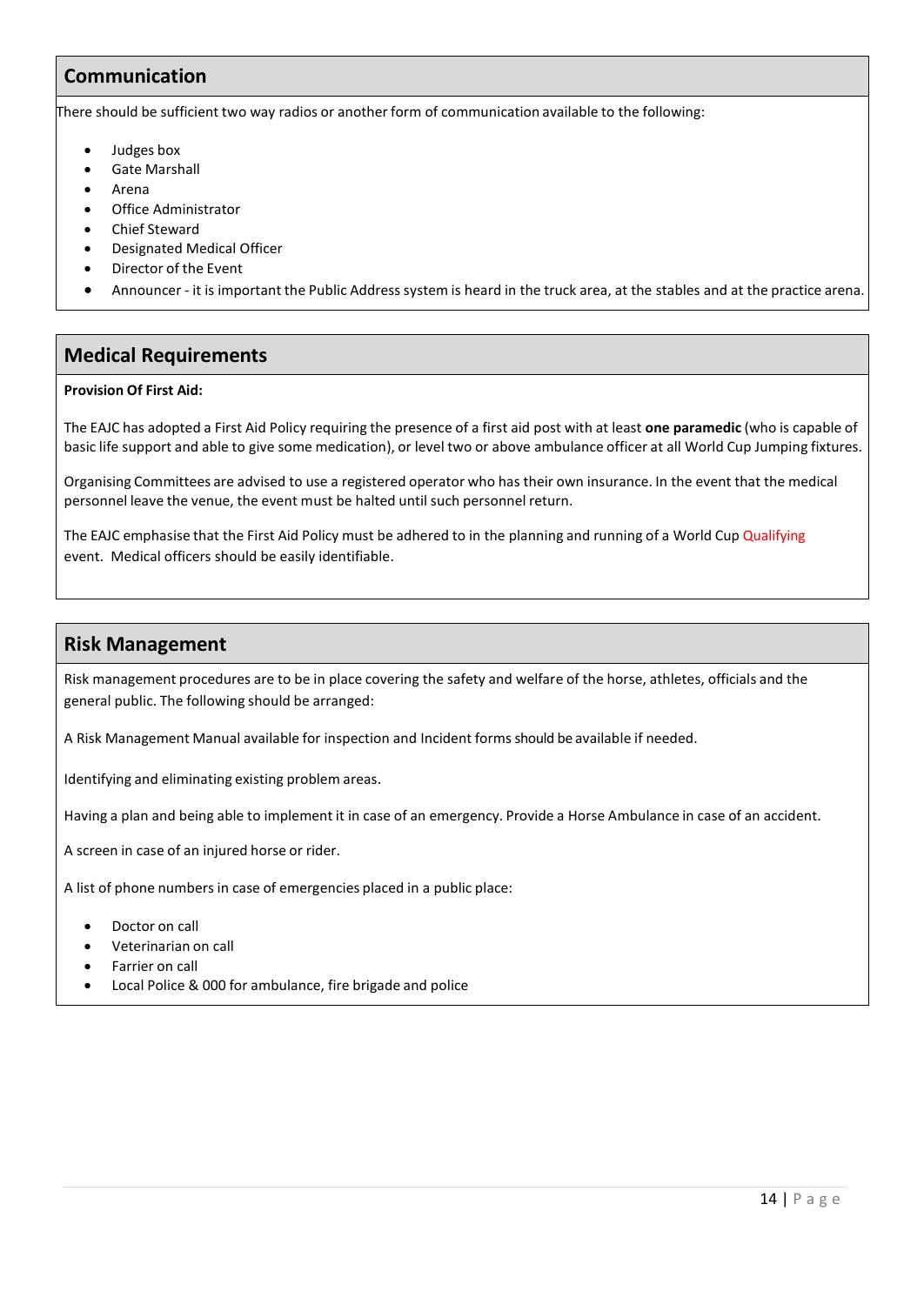## Communication

There should be sufficient two way radios or another form of communication available to the following:

- Judges box
- Gate Marshall
- Arena
- Office Administrator
- Chief Steward
- Designated Medical Officer
- Director of the Event
- Announcer - it is important the Public Address system is heard in the truck area, at the stables and at the practice arena.

## Medical Requirements

**Provision Of First Aid:**

The EAJC has adopted a First Aid Policy requiring the presence of a first aid post with at least **one paramedic** (who is capable of basic life support and able to give some medication), or level two or above ambulance officer at all World Cup Jumping fixtures.

Organising Committees are advised to use a registered operator who has their own insurance. In the event that the medical personnel leave the venue, the event must be halted until such personnel return.

The EAJC emphasise that the First Aid Policy must be adhered to in the planning and running of a World Cup Qualifying event. Medical officers should be easily identifiable.

## Risk Management

Risk management procedures are to be in place covering the safety and welfare of the horse, athletes, officials and the general public. The following should be arranged:

A Risk Management Manual available for inspection and Incident forms should be available if needed.

Identifying and eliminating existing problem areas.

Having a plan and being able to implement it in case of an emergency. Provide a Horse Ambulance in case of an accident.

A screen in case of an injured horse or rider.

A list of phone numbers in case of emergencies placed in a public place:

- Doctor on call
- Veterinarian on call
- Farrier on call
- Local Police & 000 for ambulance, fire brigade and police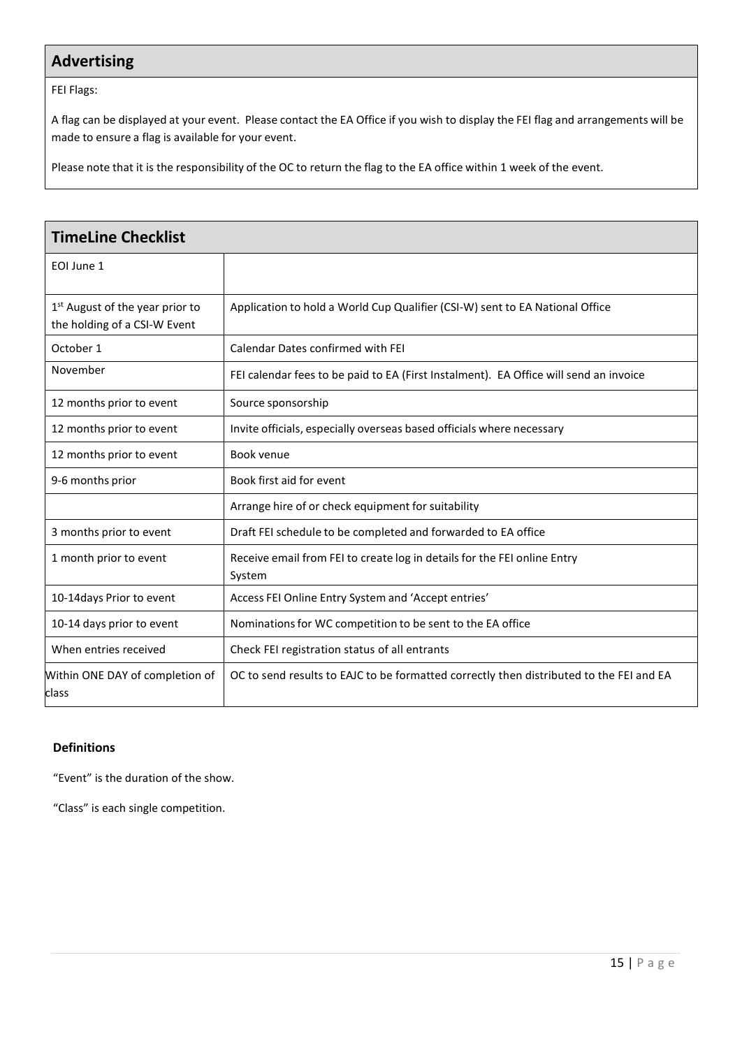## Advertising

FEI Flags:

A flag can be displayed at your event. Please contact the EA Office if you wish to display the FEI flag and arrangements will be made to ensure a flag is available for your event.

Please note that it is the responsibility of the OC to return the flag to the EA office within 1 week of the event.

## TimeLine Checklist

| | |
|---|---|
| EOI June 1 | |
| 1st August of the year prior to the holding of a CSI-W Event | Application to hold a World Cup Qualifier (CSI-W) sent to EA National Office |
| October 1 | Calendar Dates confirmed with FEI |
| November | FEI calendar fees to be paid to EA (First Instalment). EA Office will send an invoice |
| 12 months prior to event | Source sponsorship |
| 12 months prior to event | Invite officials, especially overseas based officials where necessary |
| 12 months prior to event | Book venue |
| 9-6 months prior | Book first aid for event |
| | Arrange hire of or check equipment for suitability |
| 3 months prior to event | Draft FEI schedule to be completed and forwarded to EA office |
| 1 month prior to event | Receive email from FEI to create log in details for the FEI online Entry System |
| 10-14days Prior to event | Access FEI Online Entry System and 'Accept entries' |
| 10-14 days prior to event | Nominations for WC competition to be sent to the EA office |
| When entries received | Check FEI registration status of all entrants |
| Within ONE DAY of completion of class | OC to send results to EAJC to be formatted correctly then distributed to the FEI and EA |

**Definitions**

"Event" is the duration of the show.

"Class" is each single competition.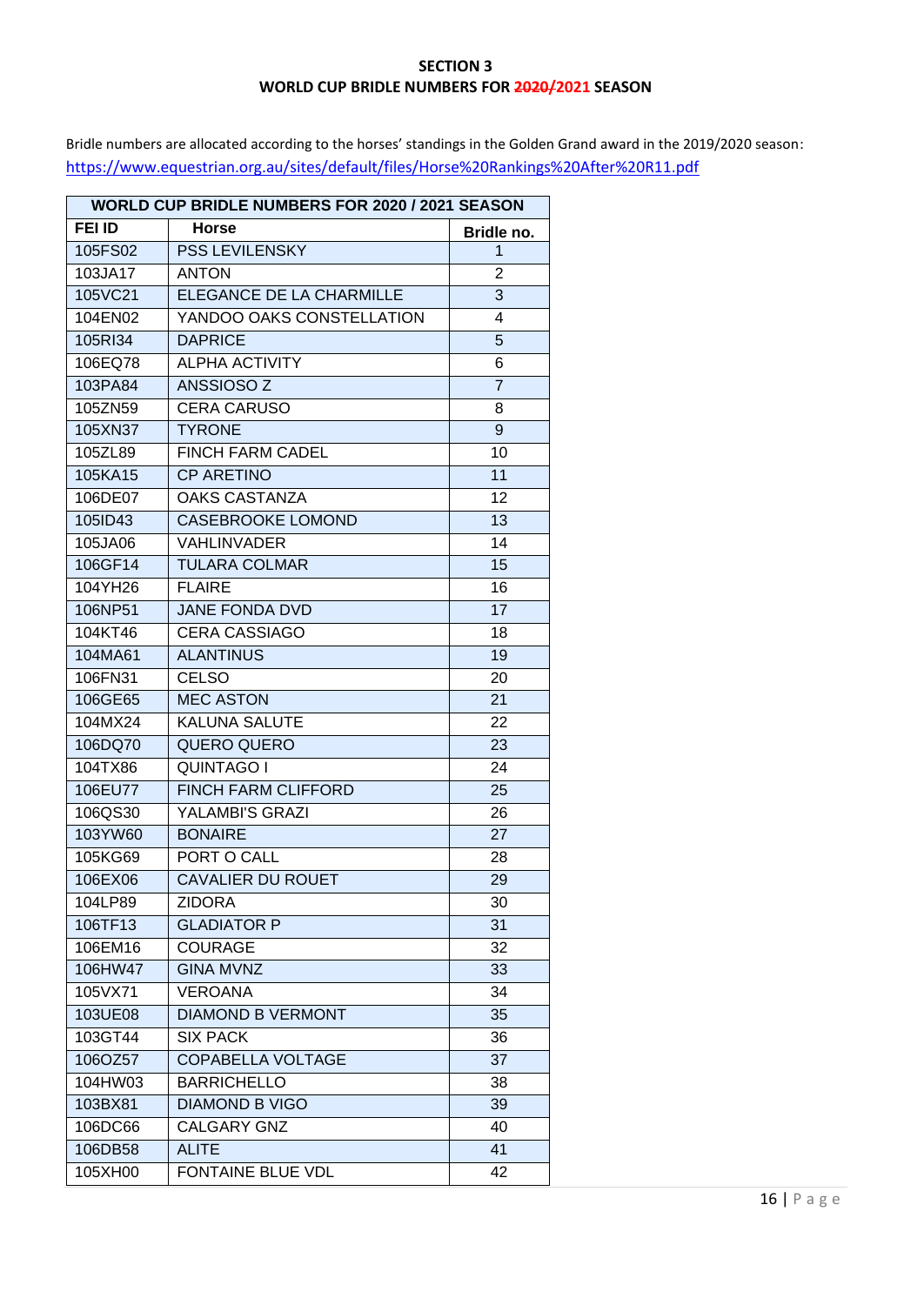**SECTION 3**

**WORLD CUP BRIDLE NUMBERS FOR ~~2020/~~2021 SEASON**

Bridle numbers are allocated according to the horses' standings in the Golden Grand award in the 2019/2020 season: https://www.equestrian.org.au/sites/default/files/Horse%20Rankings%20After%20R11.pdf

| WORLD CUP BRIDLE NUMBERS FOR 2020 / 2021 SEASON | | |
|---|---|---|
| **FEI ID** | **Horse** | **Bridle no.** |
| 105FS02 | PSS LEVILENSKY | 1 |
| 103JA17 | ANTON | 2 |
| 105VC21 | ELEGANCE DE LA CHARMILLE | 3 |
| 104EN02 | YANDOO OAKS CONSTELLATION | 4 |
| 105RI34 | DAPRICE | 5 |
| 106EQ78 | ALPHA ACTIVITY | 6 |
| 103PA84 | ANSSIOSO Z | 7 |
| 105ZN59 | CERA CARUSO | 8 |
| 105XN37 | TYRONE | 9 |
| 105ZL89 | FINCH FARM CADEL | 10 |
| 105KA15 | CP ARETINO | 11 |
| 106DE07 | OAKS CASTANZA | 12 |
| 105ID43 | CASEBROOKE LOMOND | 13 |
| 105JA06 | VAHLINVADER | 14 |
| 106GF14 | TULARA COLMAR | 15 |
| 104YH26 | FLAIRE | 16 |
| 106NP51 | JANE FONDA DVD | 17 |
| 104KT46 | CERA CASSIAGO | 18 |
| 104MA61 | ALANTINUS | 19 |
| 106FN31 | CELSO | 20 |
| 106GE65 | MEC ASTON | 21 |
| 104MX24 | KALUNA SALUTE | 22 |
| 106DQ70 | QUERO QUERO | 23 |
| 104TX86 | QUINTAGO I | 24 |
| 106EU77 | FINCH FARM CLIFFORD | 25 |
| 106QS30 | YALAMBI'S GRAZI | 26 |
| 103YW60 | BONAIRE | 27 |
| 105KG69 | PORT O CALL | 28 |
| 106EX06 | CAVALIER DU ROUET | 29 |
| 104LP89 | ZIDORA | 30 |
| 106TF13 | GLADIATOR P | 31 |
| 106EM16 | COURAGE | 32 |
| 106HW47 | GINA MVNZ | 33 |
| 105VX71 | VEROANA | 34 |
| 103UE08 | DIAMOND B VERMONT | 35 |
| 103GT44 | SIX PACK | 36 |
| 106OZ57 | COPABELLA VOLTAGE | 37 |
| 104HW03 | BARRICHELLO | 38 |
| 103BX81 | DIAMOND B VIGO | 39 |
| 106DC66 | CALGARY GNZ | 40 |
| 106DB58 | ALITE | 41 |
| 105XH00 | FONTAINE BLUE VDL | 42 |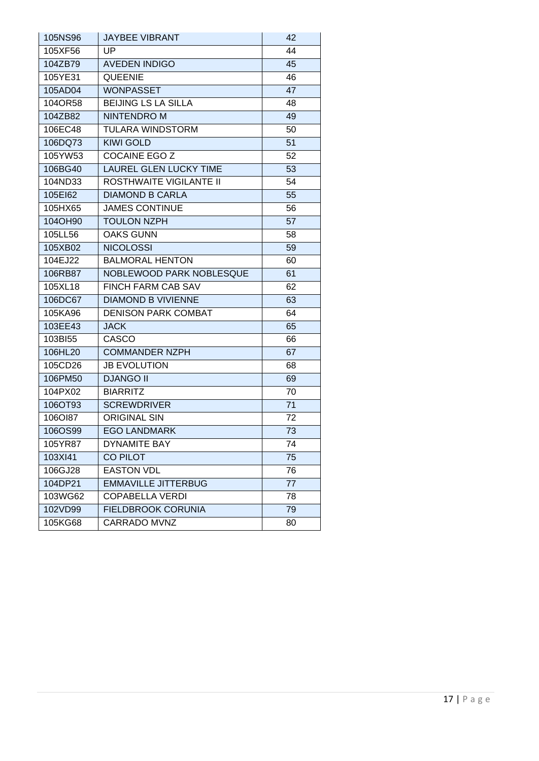| | | |
|---|---|---|
| 105NS96 | JAYBEE VIBRANT | 42 |
| 105XF56 | UP | 44 |
| 104ZB79 | AVEDEN INDIGO | 45 |
| 105YE31 | QUEENIE | 46 |
| 105AD04 | WONPASSET | 47 |
| 104OR58 | BEIJING LS LA SILLA | 48 |
| 104ZB82 | NINTENDRO M | 49 |
| 106EC48 | TULARA WINDSTORM | 50 |
| 106DQ73 | KIWI GOLD | 51 |
| 105YW53 | COCAINE EGO Z | 52 |
| 106BG40 | LAUREL GLEN LUCKY TIME | 53 |
| 104ND33 | ROSTHWAITE VIGILANTE II | 54 |
| 105EI62 | DIAMOND B CARLA | 55 |
| 105HX65 | JAMES CONTINUE | 56 |
| 104OH90 | TOULON NZPH | 57 |
| 105LL56 | OAKS GUNN | 58 |
| 105XB02 | NICOLOSSI | 59 |
| 104EJ22 | BALMORAL HENTON | 60 |
| 106RB87 | NOBLEWOOD PARK NOBLESQUE | 61 |
| 105XL18 | FINCH FARM CAB SAV | 62 |
| 106DC67 | DIAMOND B VIVIENNE | 63 |
| 105KA96 | DENISON PARK COMBAT | 64 |
| 103EE43 | JACK | 65 |
| 103BI55 | CASCO | 66 |
| 106HL20 | COMMANDER NZPH | 67 |
| 105CD26 | JB EVOLUTION | 68 |
| 106PM50 | DJANGO II | 69 |
| 104PX02 | BIARRITZ | 70 |
| 106OT93 | SCREWDRIVER | 71 |
| 106OI87 | ORIGINAL SIN | 72 |
| 106OS99 | EGO LANDMARK | 73 |
| 105YR87 | DYNAMITE BAY | 74 |
| 103XI41 | CO PILOT | 75 |
| 106GJ28 | EASTON VDL | 76 |
| 104DP21 | EMMAVILLE JITTERBUG | 77 |
| 103WG62 | COPABELLA VERDI | 78 |
| 102VD99 | FIELDBROOK CORUNIA | 79 |
| 105KG68 | CARRADO MVNZ | 80 |